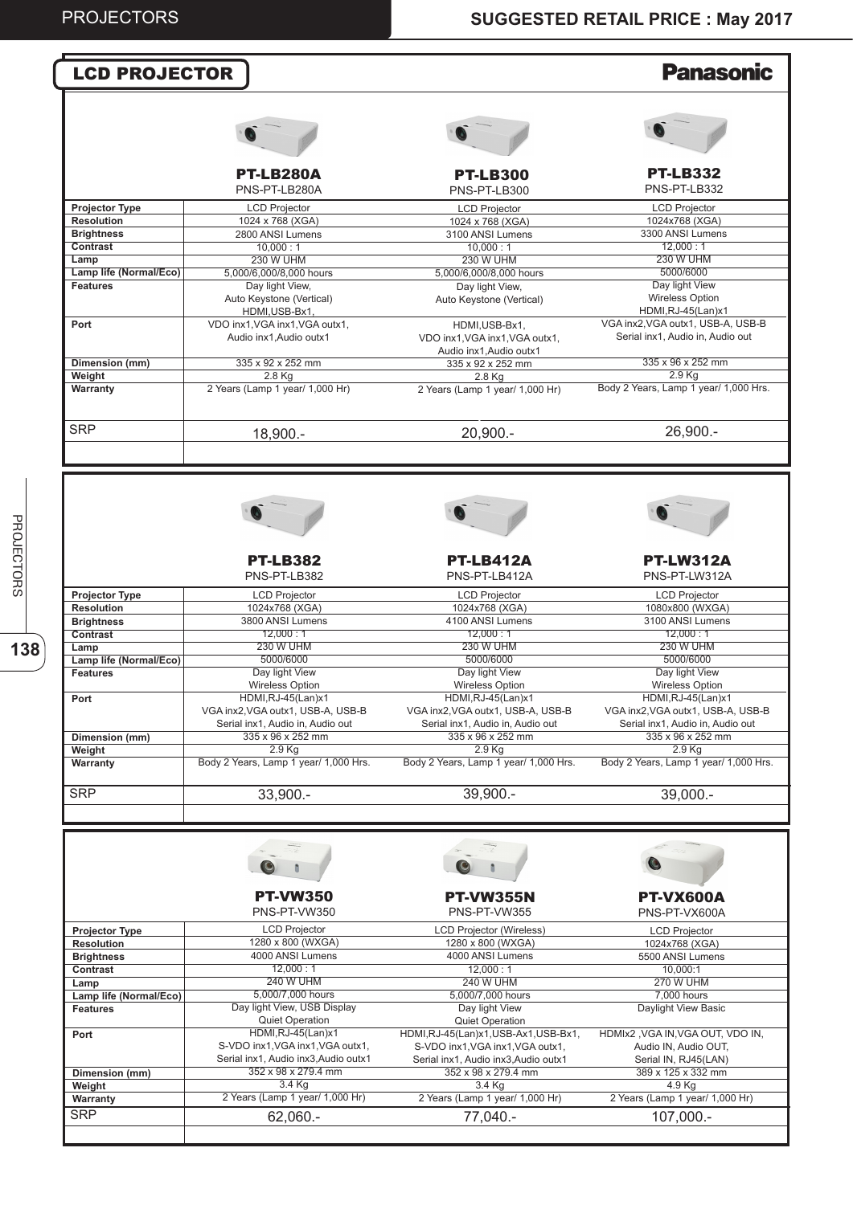# LCD PROJECTOR

**Panasonic**

| | PT-LB280A<br>PNS-PT-LB280A | PT-LB300<br>PNS-PT-LB300 | PT-LB332<br>PNS-PT-LB332 |
|---|---|---|---|
| **Projector Type** | LCD Projector | LCD Projector | LCD Projector |
| **Resolution** | 1024 x 768 (XGA) | 1024 x 768 (XGA) | 1024x768 (XGA) |
| **Brightness** | 2800 ANSI Lumens | 3100 ANSI Lumens | 3300 ANSI Lumens |
| **Contrast** | 10,000 : 1 | 10,000 : 1 | 12,000 : 1 |
| **Lamp** | 230 W UHM | 230 W UHM | 230 W UHM |
| **Lamp life (Normal/Eco)** | 5,000/6,000/8,000 hours | 5,000/6,000/8,000 hours | 5000/6000 |
| **Features** | Day light View,<br>Auto Keystone (Vertical)<br>HDMI,USB-Bx1, | Day light View,<br>Auto Keystone (Vertical) | Day light View<br>Wireless Option<br>HDMI,RJ-45(Lan)x1 |
| **Port** | VDO inx1,VGA inx1,VGA outx1,<br>Audio inx1,Audio outx1 | HDMI,USB-Bx1,<br>VDO inx1,VGA inx1,VGA outx1,<br>Audio inx1,Audio outx1 | VGA inx2,VGA outx1, USB-A, USB-B<br>Serial inx1, Audio in, Audio out |
| **Dimension (mm)** | 335 x 92 x 252 mm | 335 x 92 x 252 mm | 335 x 96 x 252 mm |
| **Weight** | 2.8 Kg | 2.8 Kg | 2.9 Kg |
| **Warranty** | 2 Years (Lamp 1 year/ 1,000 Hr) | 2 Years (Lamp 1 year/ 1,000 Hr) | Body 2 Years, Lamp 1 year/ 1,000 Hrs. |
| SRP | 18,900.- | 20,900.- | 26,900.- |

| | PT-LB382<br>PNS-PT-LB382 | PT-LB412A<br>PNS-PT-LB412A | PT-LW312A<br>PNS-PT-LW312A |
|---|---|---|---|
| **Projector Type** | LCD Projector | LCD Projector | LCD Projector |
| **Resolution** | 1024x768 (XGA) | 1024x768 (XGA) | 1080x800 (WXGA) |
| **Brightness** | 3800 ANSI Lumens | 4100 ANSI Lumens | 3100 ANSI Lumens |
| **Contrast** | 12,000 : 1 | 12,000 : 1 | 12,000 : 1 |
| **Lamp** | 230 W UHM | 230 W UHM | 230 W UHM |
| **Lamp life (Normal/Eco)** | 5000/6000 | 5000/6000 | 5000/6000 |
| **Features** | Day light View<br>Wireless Option | Day light View<br>Wireless Option | Day light View<br>Wireless Option |
| **Port** | HDMI,RJ-45(Lan)x1<br>VGA inx2,VGA outx1, USB-A, USB-B<br>Serial inx1, Audio in, Audio out | HDMI,RJ-45(Lan)x1<br>VGA inx2,VGA outx1, USB-A, USB-B<br>Serial inx1, Audio in, Audio out | HDMI,RJ-45(Lan)x1<br>VGA inx2,VGA outx1, USB-A, USB-B<br>Serial inx1, Audio in, Audio out |
| **Dimension (mm)** | 335 x 96 x 252 mm | 335 x 96 x 252 mm | 335 x 96 x 252 mm |
| **Weight** | 2.9 Kg | 2.9 Kg | 2.9 Kg |
| **Warranty** | Body 2 Years, Lamp 1 year/ 1,000 Hrs. | Body 2 Years, Lamp 1 year/ 1,000 Hrs. | Body 2 Years, Lamp 1 year/ 1,000 Hrs. |
| SRP | 33,900.- | 39,900.- | 39,000.- |

| | PT-VW350<br>PNS-PT-VW350 | PT-VW355N<br>PNS-PT-VW355 | PT-VX600A<br>PNS-PT-VX600A |
|---|---|---|---|
| **Projector Type** | LCD Projector | LCD Projector (Wireless) | LCD Projector |
| **Resolution** | 1280 x 800 (WXGA) | 1280 x 800 (WXGA) | 1024x768 (XGA) |
| **Brightness** | 4000 ANSI Lumens | 4000 ANSI Lumens | 5500 ANSI Lumens |
| **Contrast** | 12,000 : 1 | 12,000 : 1 | 10,000:1 |
| **Lamp** | 240 W UHM | 240 W UHM | 270 W UHM |
| **Lamp life (Normal/Eco)** | 5,000/7,000 hours | 5,000/7,000 hours | 7,000 hours |
| **Features** | Day light View, USB Display<br>Quiet Operation | Day light View<br>Quiet Operation | Daylight View Basic |
| **Port** | HDMI,RJ-45(Lan)x1<br>S-VDO inx1,VGA inx1,VGA outx1,<br>Serial inx1, Audio inx3,Audio outx1 | HDMI,RJ-45(Lan)x1,USB-Ax1,USB-Bx1,<br>S-VDO inx1,VGA inx1,VGA outx1,<br>Serial inx1, Audio inx3,Audio outx1 | HDMIx2 ,VGA IN,VGA OUT, VDO IN,<br>Audio IN, Audio OUT,<br>Serial IN, RJ45(LAN) |
| **Dimension (mm)** | 352 x 98 x 279.4 mm | 352 x 98 x 279.4 mm | 389 x 125 x 332 mm |
| **Weight** | 3.4 Kg | 3.4 Kg | 4.9 Kg |
| **Warranty** | 2 Years (Lamp 1 year/ 1,000 Hr) | 2 Years (Lamp 1 year/ 1,000 Hr) | 2 Years (Lamp 1 year/ 1,000 Hr) |
| SRP | 62,060.- | 77,040.- | 107,000.- |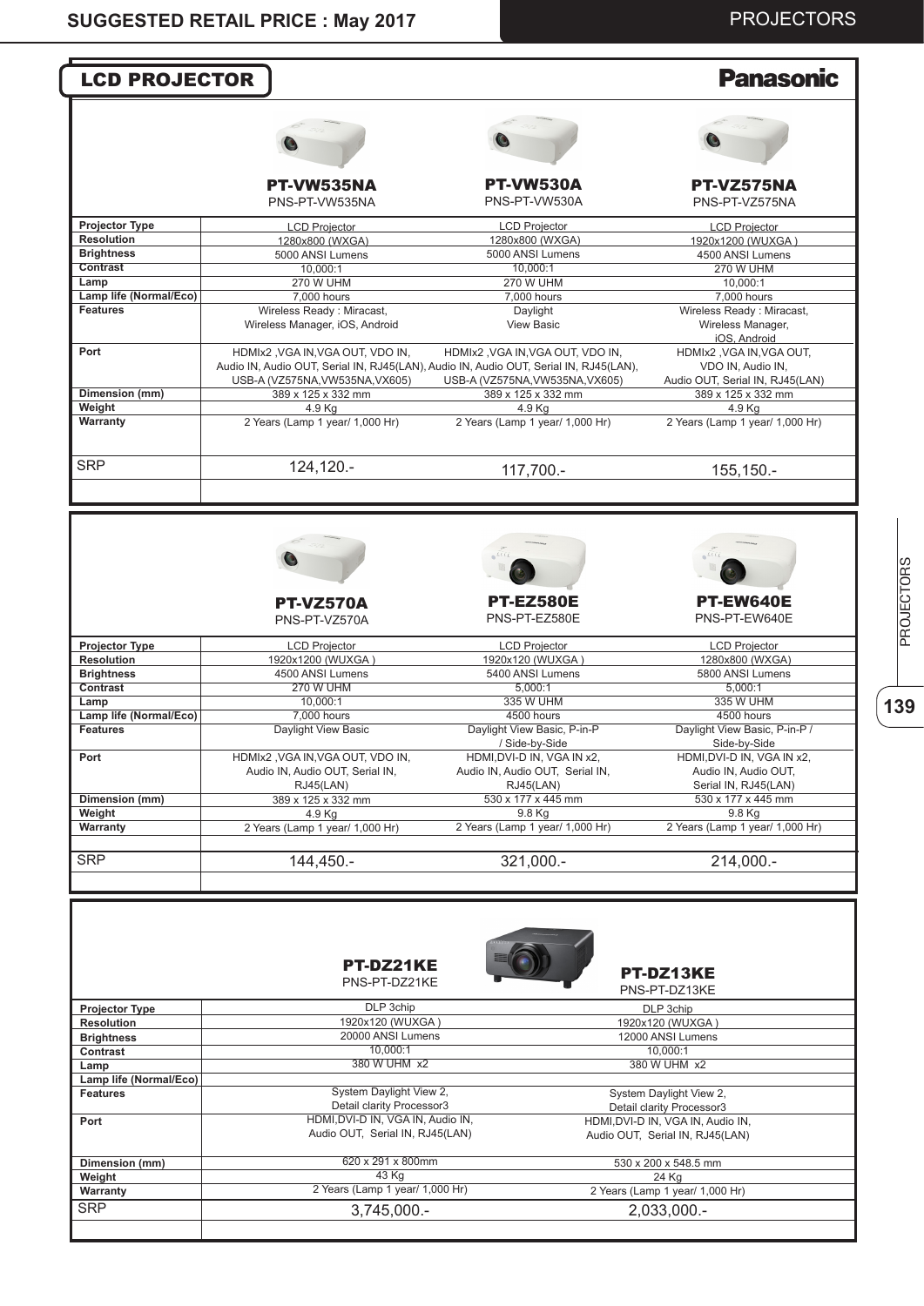# LCD PROJECTOR

**Panasonic**

| | PT-VW535NA<br>PNS-PT-VW535NA | PT-VW530A<br>PNS-PT-VW530A | PT-VZ575NA<br>PNS-PT-VZ575NA |
|---|---|---|---|
| **Projector Type** | LCD Projector | LCD Projector | LCD Projector |
| **Resolution** | 1280x800 (WXGA) | 1280x800 (WXGA) | 1920x1200 (WUXGA ) |
| **Brightness** | 5000 ANSI Lumens | 5000 ANSI Lumens | 4500 ANSI Lumens |
| **Contrast** | 10,000:1 | 10,000:1 | 270 W UHM |
| **Lamp** | 270 W UHM | 270 W UHM | 10,000:1 |
| **Lamp life (Normal/Eco)** | 7,000 hours | 7,000 hours | 7,000 hours |
| **Features** | Wireless Ready : Miracast, Wireless Manager, iOS, Android | Daylight View Basic | Wireless Ready : Miracast, Wireless Manager, iOS, Android |
| **Port** | HDMIx2 ,VGA IN,VGA OUT, VDO IN, Audio IN, Audio OUT, Serial IN, RJ45(LAN), USB-A (VZ575NA,VW535NA,VX605) | HDMIx2 ,VGA IN,VGA OUT, VDO IN, Audio IN, Audio OUT, Serial IN, RJ45(LAN), USB-A (VZ575NA,VW535NA,VX605) | HDMIx2 ,VGA IN,VGA OUT, VDO IN, Audio IN, Audio OUT, Serial IN, RJ45(LAN) |
| **Dimension (mm)** | 389 x 125 x 332 mm | 389 x 125 x 332 mm | 389 x 125 x 332 mm |
| **Weight** | 4.9 Kg | 4.9 Kg | 4.9 Kg |
| **Warranty** | 2 Years (Lamp 1 year/ 1,000 Hr) | 2 Years (Lamp 1 year/ 1,000 Hr) | 2 Years (Lamp 1 year/ 1,000 Hr) |
| SRP | 124,120.- | 117,700.- | 155,150.- |

| | PT-VZ570A<br>PNS-PT-VZ570A | PT-EZ580E<br>PNS-PT-EZ580E | PT-EW640E<br>PNS-PT-EW640E |
|---|---|---|---|
| **Projector Type** | LCD Projector | LCD Projector | LCD Projector |
| **Resolution** | 1920x1200 (WUXGA ) | 1920x120 (WUXGA ) | 1280x800 (WXGA) |
| **Brightness** | 4500 ANSI Lumens | 5400 ANSI Lumens | 5800 ANSI Lumens |
| **Contrast** | 270 W UHM | 5,000:1 | 5,000:1 |
| **Lamp** | 10,000:1 | 335 W UHM | 335 W UHM |
| **Lamp life (Normal/Eco)** | 7,000 hours | 4500 hours | 4500 hours |
| **Features** | Daylight View Basic | Daylight View Basic, P-in-P / Side-by-Side | Daylight View Basic, P-in-P / Side-by-Side |
| **Port** | HDMIx2 ,VGA IN,VGA OUT, VDO IN, Audio IN, Audio OUT, Serial IN, RJ45(LAN) | HDMI,DVI-D IN, VGA IN x2, Audio IN, Audio OUT, Serial IN, RJ45(LAN) | HDMI,DVI-D IN, VGA IN x2, Audio IN, Audio OUT, Serial IN, RJ45(LAN) |
| **Dimension (mm)** | 389 x 125 x 332 mm | 530 x 177 x 445 mm | 530 x 177 x 445 mm |
| **Weight** | 4.9 Kg | 9.8 Kg | 9.8 Kg |
| **Warranty** | 2 Years (Lamp 1 year/ 1,000 Hr) | 2 Years (Lamp 1 year/ 1,000 Hr) | 2 Years (Lamp 1 year/ 1,000 Hr) |
| SRP | 144,450.- | 321,000.- | 214,000.- |

| | PT-DZ21KE<br>PNS-PT-DZ21KE | PT-DZ13KE<br>PNS-PT-DZ13KE |
|---|---|---|
| **Projector Type** | DLP 3chip | DLP 3chip |
| **Resolution** | 1920x120 (WUXGA ) | 1920x120 (WUXGA ) |
| **Brightness** | 20000 ANSI Lumens | 12000 ANSI Lumens |
| **Contrast** | 10,000:1 | 10,000:1 |
| **Lamp** | 380 W UHM x2 | 380 W UHM x2 |
| **Lamp life (Normal/Eco)** | | |
| **Features** | System Daylight View 2, Detail clarity Processor3 | System Daylight View 2, Detail clarity Processor3 |
| **Port** | HDMI,DVI-D IN, VGA IN, Audio IN, Audio OUT, Serial IN, RJ45(LAN) | HDMI,DVI-D IN, VGA IN, Audio IN, Audio OUT, Serial IN, RJ45(LAN) |
| **Dimension (mm)** | 620 x 291 x 800mm | 530 x 200 x 548.5 mm |
| **Weight** | 43 Kg | 24 Kg |
| **Warranty** | 2 Years (Lamp 1 year/ 1,000 Hr) | 2 Years (Lamp 1 year/ 1,000 Hr) |
| SRP | 3,745,000.- | 2,033,000.- |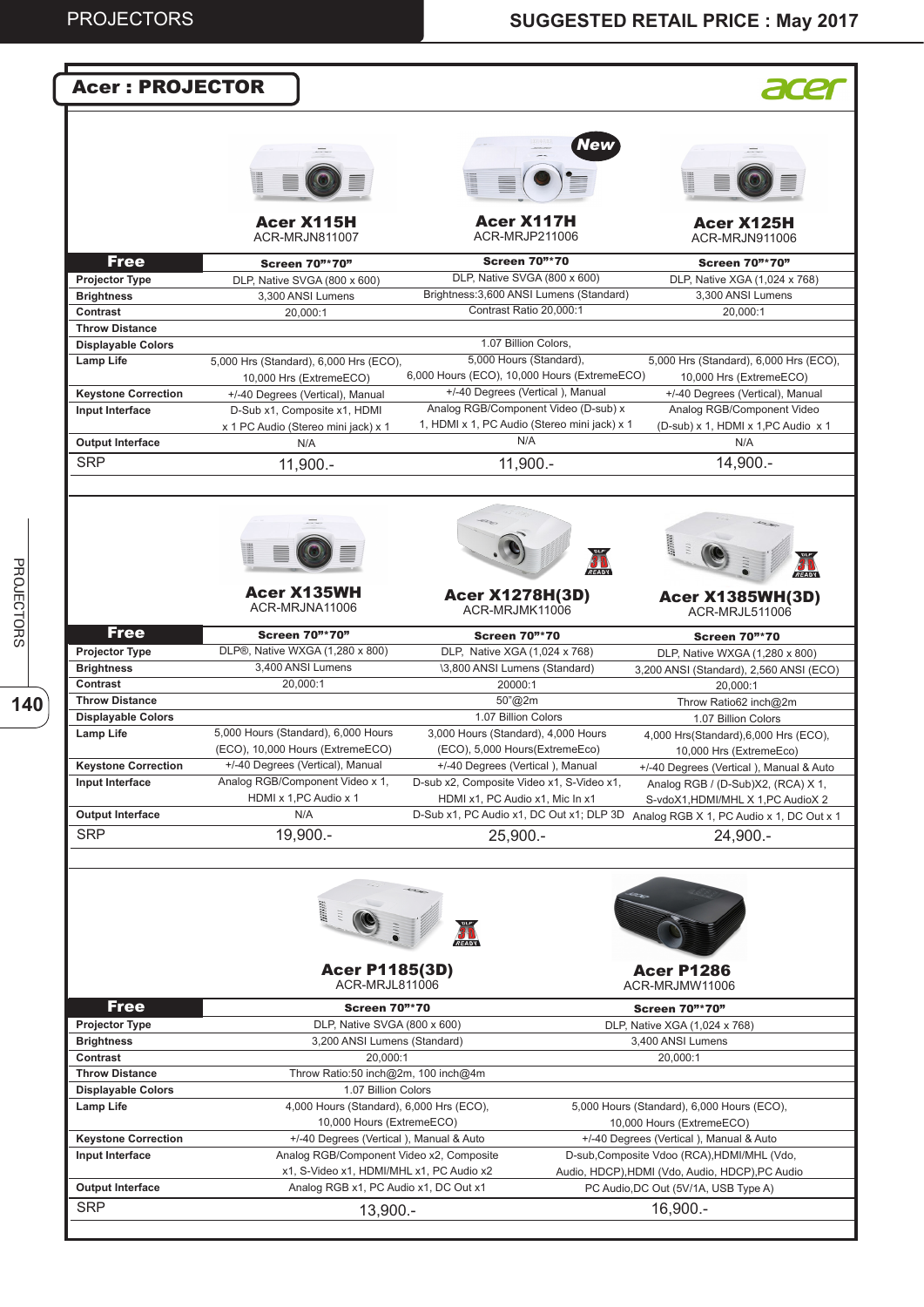## Acer : PROJECTOR

| | Acer X115H<br>ACR-MRJN811007 | Acer X117H (New)<br>ACR-MRJP211006 | Acer X125H<br>ACR-MRJN911006 |
|---|---|---|---|
| **Free** | **Screen 70"*70"** | **Screen 70"*70** | **Screen 70"*70"** |
| **Projector Type** | DLP, Native SVGA (800 x 600) | DLP, Native SVGA (800 x 600) | DLP, Native XGA (1,024 x 768) |
| **Brightness** | 3,300 ANSI Lumens | Brightness:3,600 ANSI Lumens (Standard) | 3,300 ANSI Lumens |
| **Contrast** | 20,000:1 | Contrast Ratio 20,000:1 | 20,000:1 |
| **Throw Distance** | | | |
| **Displayable Colors** | | 1.07 Billion Colors, | |
| **Lamp Life** | 5,000 Hrs (Standard), 6,000 Hrs (ECO), 10,000 Hrs (ExtremeECO) | 5,000 Hours (Standard), 6,000 Hours (ECO), 10,000 Hours (ExtremeECO) | 5,000 Hrs (Standard), 6,000 Hrs (ECO), 10,000 Hrs (ExtremeECO) |
| **Keystone Correction** | +/-40 Degrees (Vertical), Manual | +/-40 Degrees (Vertical ), Manual | +/-40 Degrees (Vertical), Manual |
| **Input Interface** | D-Sub x1, Composite x1, HDMI x 1 PC Audio (Stereo mini jack) x 1 | Analog RGB/Component Video (D-sub) x 1, HDMI x 1, PC Audio (Stereo mini jack) x 1 | Analog RGB/Component Video (D-sub) x 1, HDMI x 1,PC Audio x 1 |
| **Output Interface** | N/A | N/A | N/A |
| SRP | 11,900.- | 11,900.- | 14,900.- |

| | Acer X135WH<br>ACR-MRJNA11006 | Acer X1278H(3D)<br>ACR-MRJMK11006 | Acer X1385WH(3D)<br>ACR-MRJL511006 |
|---|---|---|---|
| **Free** | **Screen 70"*70"** | **Screen 70"*70** | **Screen 70"*70** |
| **Projector Type** | DLP®, Native WXGA (1,280 x 800) | DLP, Native XGA (1,024 x 768) | DLP, Native WXGA (1,280 x 800) |
| **Brightness** | 3,400 ANSI Lumens | \3,800 ANSI Lumens (Standard) | 3,200 ANSI (Standard), 2,560 ANSI (ECO) |
| **Contrast** | 20,000:1 | 20000:1 | 20,000:1 |
| **Throw Distance** | | 50"@2m | Throw Ratio62 inch@2m |
| **Displayable Colors** | | 1.07 Billion Colors | 1.07 Billion Colors |
| **Lamp Life** | 5,000 Hours (Standard), 6,000 Hours (ECO), 10,000 Hours (ExtremeECO) | 3,000 Hours (Standard), 4,000 Hours (ECO), 5,000 Hours(ExtremeEco) | 4,000 Hrs(Standard),6,000 Hrs (ECO), 10,000 Hrs (ExtremeEco) |
| **Keystone Correction** | +/-40 Degrees (Vertical), Manual | +/-40 Degrees (Vertical ), Manual | +/-40 Degrees (Vertical ), Manual & Auto |
| **Input Interface** | Analog RGB/Component Video x 1, HDMI x 1,PC Audio x 1 | D-sub x2, Composite Video x1, S-Video x1, HDMI x1, PC Audio x1, Mic In x1 | Analog RGB / (D-Sub)X2, (RCA) X 1, S-vdoX1,HDMI/MHL X 1,PC AudioX 2 |
| **Output Interface** | N/A | D-Sub x1, PC Audio x1, DC Out x1; DLP 3D | Analog RGB X 1, PC Audio x 1, DC Out x 1 |
| SRP | 19,900.- | 25,900.- | 24,900.- |

| | Acer P1185(3D)<br>ACR-MRJL811006 | Acer P1286<br>ACR-MRJMW11006 |
|---|---|---|
| **Free** | **Screen 70"*70** | **Screen 70"*70"** |
| **Projector Type** | DLP, Native SVGA (800 x 600) | DLP, Native XGA (1,024 x 768) |
| **Brightness** | 3,200 ANSI Lumens (Standard) | 3,400 ANSI Lumens |
| **Contrast** | 20,000:1 | 20,000:1 |
| **Throw Distance** | Throw Ratio:50 inch@2m, 100 inch@4m | |
| **Displayable Colors** | 1.07 Billion Colors | |
| **Lamp Life** | 4,000 Hours (Standard), 6,000 Hrs (ECO), 10,000 Hours (ExtremeECO) | 5,000 Hours (Standard), 6,000 Hours (ECO), 10,000 Hours (ExtremeECO) |
| **Keystone Correction** | +/-40 Degrees (Vertical ), Manual & Auto | +/-40 Degrees (Vertical ), Manual & Auto |
| **Input Interface** | Analog RGB/Component Video x2, Composite x1, S-Video x1, HDMI/MHL x1, PC Audio x2 | D-sub,Composite Vdoo (RCA),HDMI/MHL (Vdo, Audio, HDCP),HDMI (Vdo, Audio, HDCP),PC Audio |
| **Output Interface** | Analog RGB x1, PC Audio x1, DC Out x1 | PC Audio,DC Out (5V/1A, USB Type A) |
| SRP | 13,900.- | 16,900.- |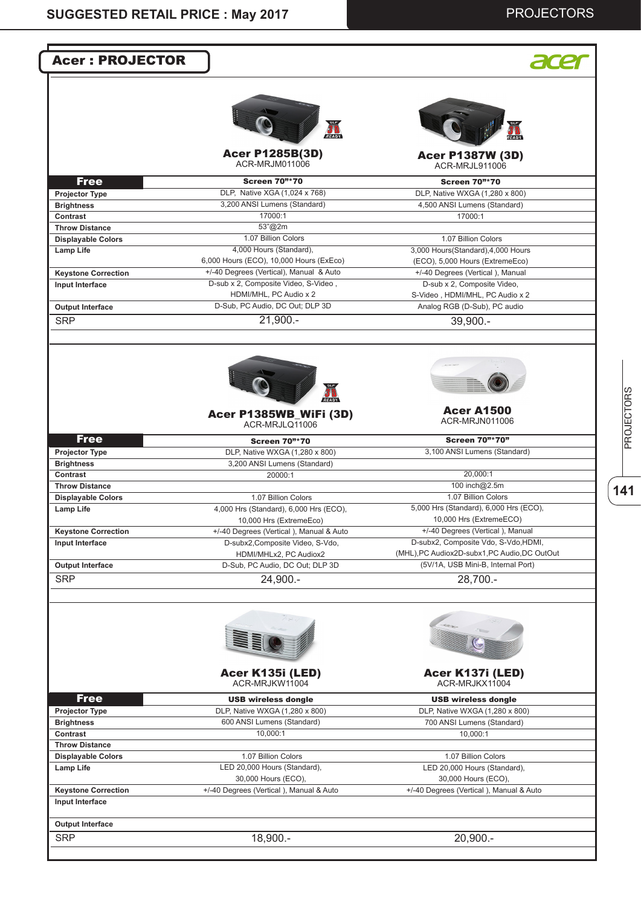# SUGGESTED RETAIL PRICE : May 2017

## Acer : PROJECTOR

| | Acer P1285B(3D) ACR-MRJM011006 | Acer P1387W (3D) ACR-MRJL911006 |
|---|---|---|
| **Free** | **Screen 70"*70** | **Screen 70"*70** |
| **Projector Type** | DLP, Native XGA (1,024 x 768) | DLP, Native WXGA (1,280 x 800) |
| **Brightness** | 3,200 ANSI Lumens (Standard) | 4,500 ANSI Lumens (Standard) |
| **Contrast** | 17000:1 | 17000:1 |
| **Throw Distance** | 53"@2m | |
| **Displayable Colors** | 1.07 Billion Colors | 1.07 Billion Colors |
| **Lamp Life** | 4,000 Hours (Standard), 6,000 Hours (ECO), 10,000 Hours (ExEco) | 3,000 Hours(Standard),4,000 Hours (ECO), 5,000 Hours (ExtremeEco) |
| **Keystone Correction** | +/-40 Degrees (Vertical), Manual & Auto | +/-40 Degrees (Vertical ), Manual |
| **Input Interface** | D-sub x 2, Composite Video, S-Video , HDMI/MHL, PC Audio x 2 | D-sub x 2, Composite Video, S-Video , HDMI/MHL, PC Audio x 2 |
| **Output Interface** | D-Sub, PC Audio, DC Out; DLP 3D | Analog RGB (D-Sub), PC audio |
| SRP | 21,900.- | 39,900.- |

| | Acer P1385WB_WiFi (3D) ACR-MRJLQ11006 | Acer A1500 ACR-MRJN011006 |
|---|---|---|
| **Free** | **Screen 70"*70** | **Screen 70"*70"** |
| **Projector Type** | DLP, Native WXGA (1,280 x 800) | 3,100 ANSI Lumens (Standard) |
| **Brightness** | 3,200 ANSI Lumens (Standard) | |
| **Contrast** | 20000:1 | 20,000:1 |
| **Throw Distance** | | 100 inch@2.5m |
| **Displayable Colors** | 1.07 Billion Colors | 1.07 Billion Colors |
| **Lamp Life** | 4,000 Hrs (Standard), 6,000 Hrs (ECO), 10,000 Hrs (ExtremeEco) | 5,000 Hrs (Standard), 6,000 Hrs (ECO), 10,000 Hrs (ExtremeECO) |
| **Keystone Correction** | +/-40 Degrees (Vertical ), Manual & Auto | +/-40 Degrees (Vertical ), Manual |
| **Input Interface** | D-subx2,Composite Video, S-Vdo, HDMI/MHLx2, PC Audiox2 | D-subx2, Composite Vdo, S-Vdo,HDMI, (MHL),PC Audiox2D-subx1,PC Audio,DC OutOut |
| **Output Interface** | D-Sub, PC Audio, DC Out; DLP 3D | (5V/1A, USB Mini-B, Internal Port) |
| SRP | 24,900.- | 28,700.- |

| | Acer K135i (LED) ACR-MRJKW11004 | Acer K137i (LED) ACR-MRJKX11004 |
|---|---|---|
| **Free** | **USB wireless dongle** | **USB wireless dongle** |
| **Projector Type** | DLP, Native WXGA (1,280 x 800) | DLP, Native WXGA (1,280 x 800) |
| **Brightness** | 600 ANSI Lumens (Standard) | 700 ANSI Lumens (Standard) |
| **Contrast** | 10,000:1 | 10,000:1 |
| **Throw Distance** | | |
| **Displayable Colors** | 1.07 Billion Colors | 1.07 Billion Colors |
| **Lamp Life** | LED 20,000 Hours (Standard), 30,000 Hours (ECO), | LED 20,000 Hours (Standard), 30,000 Hours (ECO), |
| **Keystone Correction** | +/-40 Degrees (Vertical ), Manual & Auto | +/-40 Degrees (Vertical ), Manual & Auto |
| **Input Interface** | | |
| **Output Interface** | | |
| SRP | 18,900.- | 20,900.- |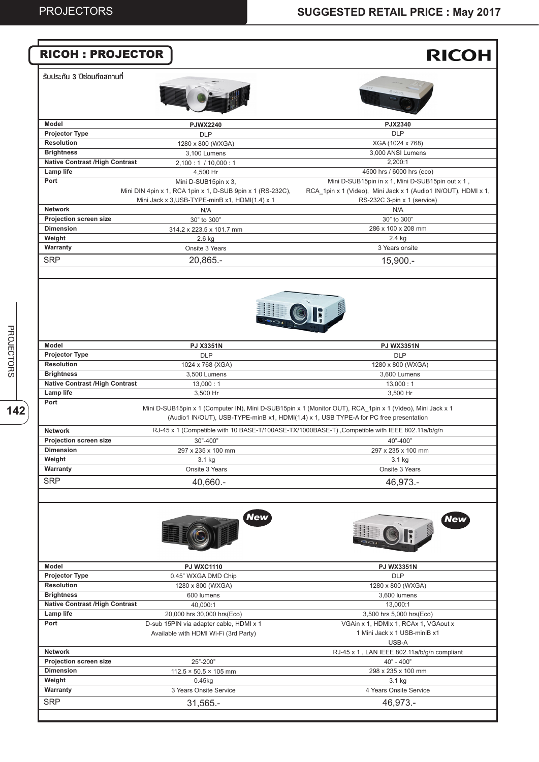## RICOH : PROJECTOR

RICOH

รับประกัน 3 ปีซ่อมถึงสถานที่

| Model | PJWX2240 | PJX2340 |
|---|---|---|
| Projector Type | DLP | DLP |
| Resolution | 1280 x 800 (WXGA) | XGA (1024 x 768) |
| Brightness | 3,100 Lumens | 3,000 ANSI Lumens |
| Native Contrast /High Contrast | 2,100 : 1 / 10,000 : 1 | 2,200:1 |
| Lamp life | 4,500 Hr | 4500 hrs / 6000 hrs (eco) |
| Port | Mini D-SUB15pin x 3, Mini DIN 4pin x 1, RCA 1pin x 1, D-SUB 9pin x 1 (RS-232C), Mini Jack x 3,USB-TYPE-minB x1, HDMI(1.4) x 1 | Mini D-SUB15pin in x 1, Mini D-SUB15pin out x 1 , RCA_1pin x 1 (Video), Mini Jack x 1 (Audio1 IN/OUT), HDMI x 1, RS-232C 3-pin x 1 (service) |
| Network | N/A | N/A |
| Projection screen size | 30" to 300" | 30" to 300" |
| Dimension | 314.2 x 223.5 x 101.7 mm | 286 x 100 x 208 mm |
| Weight | 2.6 kg | 2.4 kg |
| Warranty | Onsite 3 Years | 3 Years onsite |
| SRP | 20,865.- | 15,900.- |

| Model | PJ X3351N | PJ WX3351N |
|---|---|---|
| Projector Type | DLP | DLP |
| Resolution | 1024 x 768 (XGA) | 1280 x 800 (WXGA) |
| Brightness | 3,500 Lumens | 3,600 Lumens |
| Native Contrast /High Contrast | 13,000 : 1 | 13,000 : 1 |
| Lamp life | 3,500 Hr | 3,500 Hr |
| Port | Mini D-SUB15pin x 1 (Computer IN), Mini D-SUB15pin x 1 (Monitor OUT), RCA_1pin x 1 (Video), Mini Jack x 1 (Audio1 IN/OUT), USB-TYPE-minB x1, HDMI(1.4) x 1, USB TYPE-A for PC free presentation | |
| Network | RJ-45 x 1 (Competible with 10 BASE-T/100ASE-TX/1000BASE-T) ,Competible with IEEE 802.11a/b/g/n | |
| Projection screen size | 30"-400" | 40"-400" |
| Dimension | 297 x 235 x 100 mm | 297 x 235 x 100 mm |
| Weight | 3.1 kg | 3.1 kg |
| Warranty | Onsite 3 Years | Onsite 3 Years |
| SRP | 40,660.- | 46,973.- |

| Model | PJ WXC1110 (New) | PJ WX3351N (New) |
|---|---|---|
| Projector Type | 0.45" WXGA DMD Chip | DLP |
| Resolution | 1280 x 800 (WXGA) | 1280 x 800 (WXGA) |
| Brightness | 600 lumens | 3,600 lumens |
| Native Contrast /High Contrast | 40,000:1 | 13,000:1 |
| Lamp life | 20,000 hrs 30,000 hrs(Eco) | 3,500 hrs 5,000 hrs(Eco) |
| Port | D-sub 15PIN via adapter cable, HDMI x 1 Available with HDMI Wi-Fi (3rd Party) | VGAin x 1, HDMIx 1, RCAx 1, VGAout x 1 Mini Jack x 1 USB-miniB x1 USB-A |
| Network | | RJ-45 x 1 , LAN IEEE 802.11a/b/g/n compliant |
| Projection screen size | 25"-200" | 40" - 400" |
| Dimension | 112.5 × 50.5 × 105 mm | 298 x 235 x 100 mm |
| Weight | 0.45kg | 3.1 kg |
| Warranty | 3 Years Onsite Service | 4 Years Onsite Service |
| SRP | 31,565.- | 46,973.- |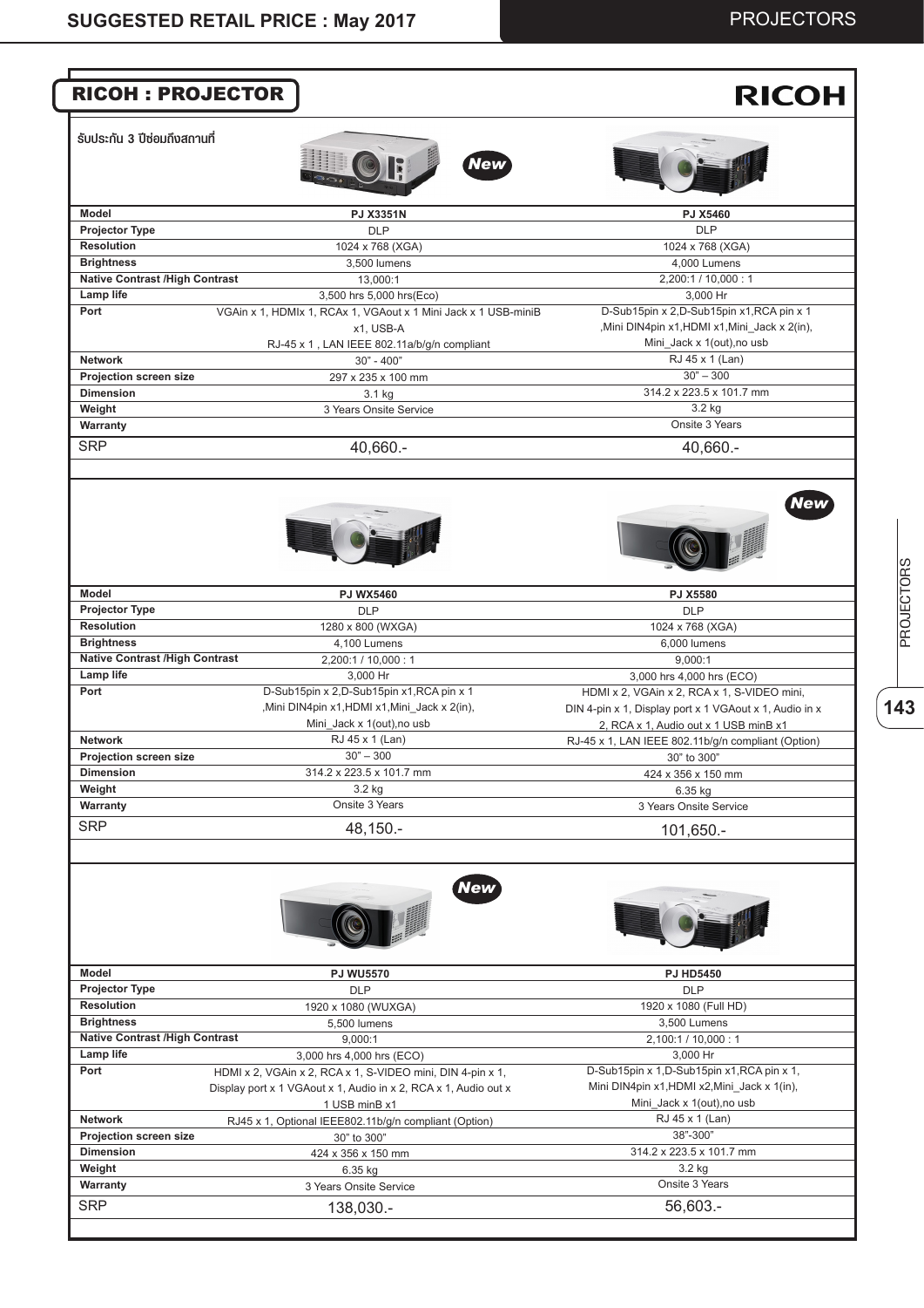## RICOH : PROJECTOR

**RICOH**

รับประกัน 3 ปีซ่อมถึงสถานที่

| | *New* | |
|---|---|---|
| **Model** | **PJ X3351N** | **PJ X5460** |
| **Projector Type** | DLP | DLP |
| **Resolution** | 1024 x 768 (XGA) | 1024 x 768 (XGA) |
| **Brightness** | 3,500 lumens | 4,000 Lumens |
| **Native Contrast /High Contrast** | 13,000:1 | 2,200:1 / 10,000 : 1 |
| **Lamp life** | 3,500 hrs 5,000 hrs(Eco) | 3,000 Hr |
| **Port** | VGAin x 1, HDMIx 1, RCAx 1, VGAout x 1 Mini Jack x 1 USB-miniB x1, USB-A RJ-45 x 1 , LAN IEEE 802.11a/b/g/n compliant | D-Sub15pin x 2,D-Sub15pin x1,RCA pin x 1 ,Mini DIN4pin x1,HDMI x1,Mini_Jack x 2(in), Mini_Jack x 1(out),no usb |
| **Network** | 30" - 400" | RJ 45 x 1 (Lan) |
| **Projection screen size** | 297 x 235 x 100 mm | 30" – 300 |
| **Dimension** | 3.1 kg | 314.2 x 223.5 x 101.7 mm |
| **Weight** | 3 Years Onsite Service | 3.2 kg |
| **Warranty** | | Onsite 3 Years |
| SRP | 40,660.- | 40,660.- |

| | | *New* |
|---|---|---|
| **Model** | **PJ WX5460** | **PJ X5580** |
| **Projector Type** | DLP | DLP |
| **Resolution** | 1280 x 800 (WXGA) | 1024 x 768 (XGA) |
| **Brightness** | 4,100 Lumens | 6,000 lumens |
| **Native Contrast /High Contrast** | 2,200:1 / 10,000 : 1 | 9,000:1 |
| **Lamp life** | 3,000 Hr | 3,000 hrs 4,000 hrs (ECO) |
| **Port** | D-Sub15pin x 2,D-Sub15pin x1,RCA pin x 1 ,Mini DIN4pin x1,HDMI x1,Mini_Jack x 2(in), Mini_Jack x 1(out),no usb | HDMI x 2, VGAin x 2, RCA x 1, S-VIDEO mini, DIN 4-pin x 1, Display port x 1 VGAout x 1, Audio in x 2, RCA x 1, Audio out x 1 USB minB x1 |
| **Network** | RJ 45 x 1 (Lan) | RJ-45 x 1, LAN IEEE 802.11b/g/n compliant (Option) |
| **Projection screen size** | 30" – 300 | 30" to 300" |
| **Dimension** | 314.2 x 223.5 x 101.7 mm | 424 x 356 x 150 mm |
| **Weight** | 3.2 kg | 6.35 kg |
| **Warranty** | Onsite 3 Years | 3 Years Onsite Service |
| SRP | 48,150.- | 101,650.- |

| | *New* | |
|---|---|---|
| **Model** | **PJ WU5570** | **PJ HD5450** |
| **Projector Type** | DLP | DLP |
| **Resolution** | 1920 x 1080 (WUXGA) | 1920 x 1080 (Full HD) |
| **Brightness** | 5,500 lumens | 3,500 Lumens |
| **Native Contrast /High Contrast** | 9,000:1 | 2,100:1 / 10,000 : 1 |
| **Lamp life** | 3,000 hrs 4,000 hrs (ECO) | 3,000 Hr |
| **Port** | HDMI x 2, VGAin x 2, RCA x 1, S-VIDEO mini, DIN 4-pin x 1, Display port x 1 VGAout x 1, Audio in x 2, RCA x 1, Audio out x 1 USB minB x1 | D-Sub15pin x 1,D-Sub15pin x1,RCA pin x 1, Mini DIN4pin x1,HDMI x2,Mini_Jack x 1(in), Mini_Jack x 1(out),no usb |
| **Network** | RJ45 x 1, Optional IEEE802.11b/g/n compliant (Option) | RJ 45 x 1 (Lan) |
| **Projection screen size** | 30" to 300" | 38"-300" |
| **Dimension** | 424 x 356 x 150 mm | 314.2 x 223.5 x 101.7 mm |
| **Weight** | 6.35 kg | 3.2 kg |
| **Warranty** | 3 Years Onsite Service | Onsite 3 Years |
| SRP | 138,030.- | 56,603.- |